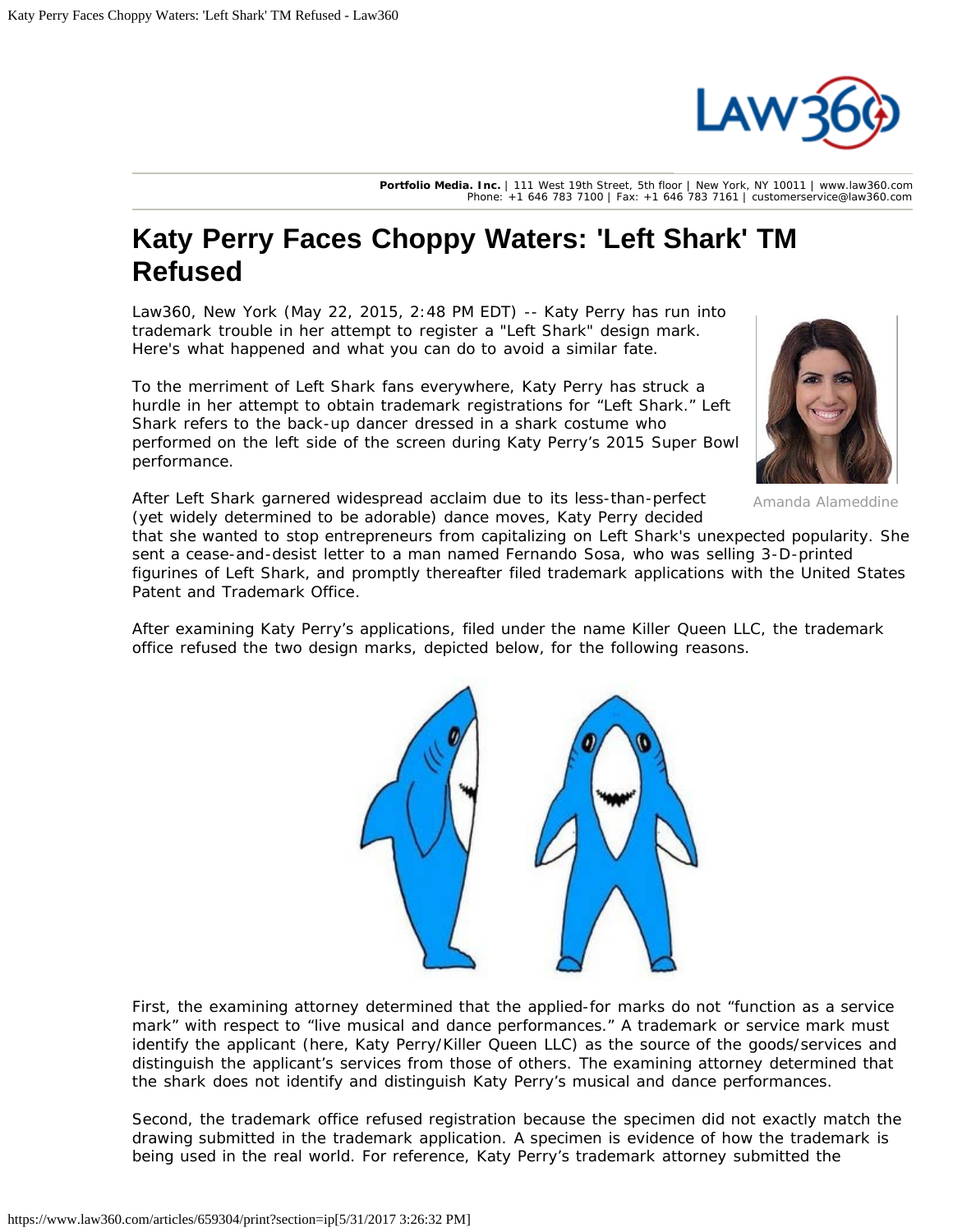Portfolio Media. Inc. | 111 West 19th Street, 5th floor | New York, NY 10011 | www.law360.com
Phone: +1 646 783 7100 | Fax: +1 646 783 7161 | customerservice@law360.com

# Katy Perry Faces Choppy Waters: 'Left Shark' TM Refused

Law360, New York (May 22, 2015, 2:48 PM EDT) -- Katy Perry has run into trademark trouble in her attempt to register a "Left Shark" design mark. Here's what happened and what you can do to avoid a similar fate.

Amanda Alameddine

To the merriment of Left Shark fans everywhere, Katy Perry has struck a hurdle in her attempt to obtain trademark registrations for "Left Shark." Left Shark refers to the back-up dancer dressed in a shark costume who performed on the left side of the screen during Katy Perry's 2015 Super Bowl performance.

After Left Shark garnered widespread acclaim due to its less-than-perfect (yet widely determined to be adorable) dance moves, Katy Perry decided that she wanted to stop entrepreneurs from capitalizing on Left Shark's unexpected popularity. She sent a cease-and-desist letter to a man named Fernando Sosa, who was selling 3-D-printed figurines of Left Shark, and promptly thereafter filed trademark applications with the United States Patent and Trademark Office.

After examining Katy Perry's applications, filed under the name Killer Queen LLC, the trademark office refused the two design marks, depicted below, for the following reasons.

First, the examining attorney determined that the applied-for marks do not "function as a service mark" with respect to "live musical and dance performances." A trademark or service mark must identify the applicant (here, Katy Perry/Killer Queen LLC) as the source of the goods/services and distinguish the applicant's services from those of others. The examining attorney determined that the shark does not identify and distinguish Katy Perry's musical and dance performances.

Second, the trademark office refused registration because the specimen did not exactly match the drawing submitted in the trademark application. A specimen is evidence of how the trademark is being used in the real world. For reference, Katy Perry's trademark attorney submitted the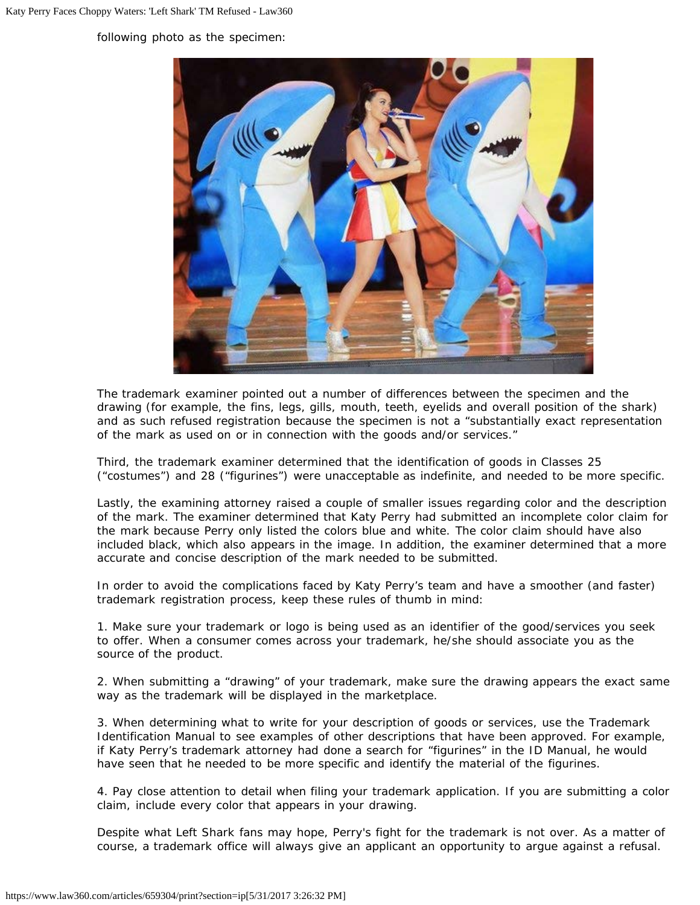following photo as the specimen:

The trademark examiner pointed out a number of differences between the specimen and the drawing (for example, the fins, legs, gills, mouth, teeth, eyelids and overall position of the shark) and as such refused registration because the specimen is not a "substantially exact representation of the mark as used on or in connection with the goods and/or services."

Third, the trademark examiner determined that the identification of goods in Classes 25 ("costumes") and 28 ("figurines") were unacceptable as indefinite, and needed to be more specific.

Lastly, the examining attorney raised a couple of smaller issues regarding color and the description of the mark. The examiner determined that Katy Perry had submitted an incomplete color claim for the mark because Perry only listed the colors blue and white. The color claim should have also included black, which also appears in the image. In addition, the examiner determined that a more accurate and concise description of the mark needed to be submitted.

In order to avoid the complications faced by Katy Perry's team and have a smoother (and faster) trademark registration process, keep these rules of thumb in mind:

1. Make sure your trademark or logo is being used as an identifier of the good/services you seek to offer. When a consumer comes across your trademark, he/she should associate you as the source of the product.

2. When submitting a "drawing" of your trademark, make sure the drawing appears the exact same way as the trademark will be displayed in the marketplace.

3. When determining what to write for your description of goods or services, use the Trademark Identification Manual to see examples of other descriptions that have been approved. For example, if Katy Perry's trademark attorney had done a search for "figurines" in the ID Manual, he would have seen that he needed to be more specific and identify the material of the figurines.

4. Pay close attention to detail when filing your trademark application. If you are submitting a color claim, include every color that appears in your drawing.

Despite what Left Shark fans may hope, Perry's fight for the trademark is not over. As a matter of course, a trademark office will always give an applicant an opportunity to argue against a refusal.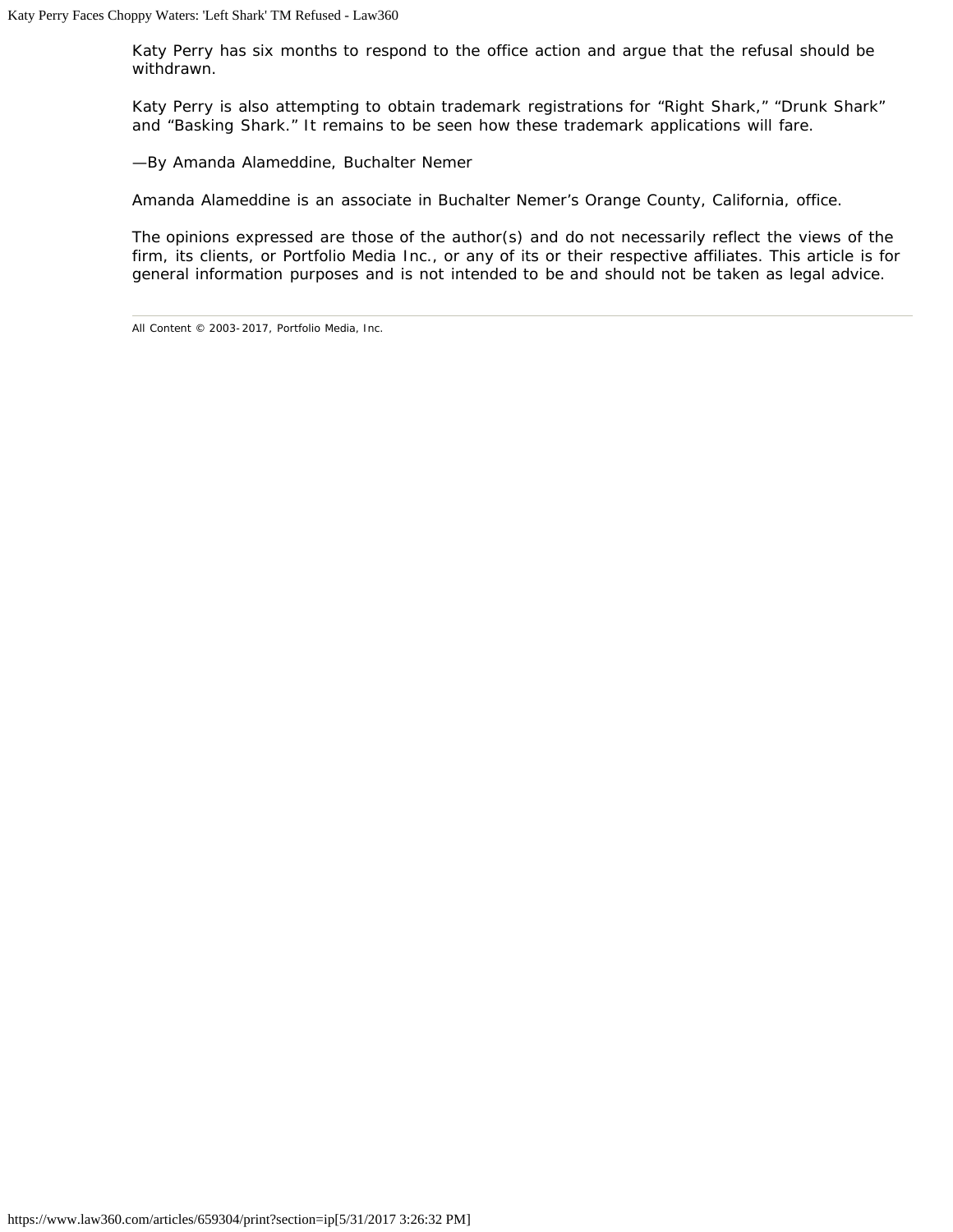Katy Perry has six months to respond to the office action and argue that the refusal should be withdrawn.

Katy Perry is also attempting to obtain trademark registrations for “Right Shark,” “Drunk Shark” and “Basking Shark.” It remains to be seen how these trademark applications will fare.

—By Amanda Alameddine, Buchalter Nemer

Amanda Alameddine is an associate in Buchalter Nemer’s Orange County, California, office.

The opinions expressed are those of the author(s) and do not necessarily reflect the views of the firm, its clients, or Portfolio Media Inc., or any of its or their respective affiliates. This article is for general information purposes and is not intended to be and should not be taken as legal advice.

---

All Content © 2003-2017, Portfolio Media, Inc.